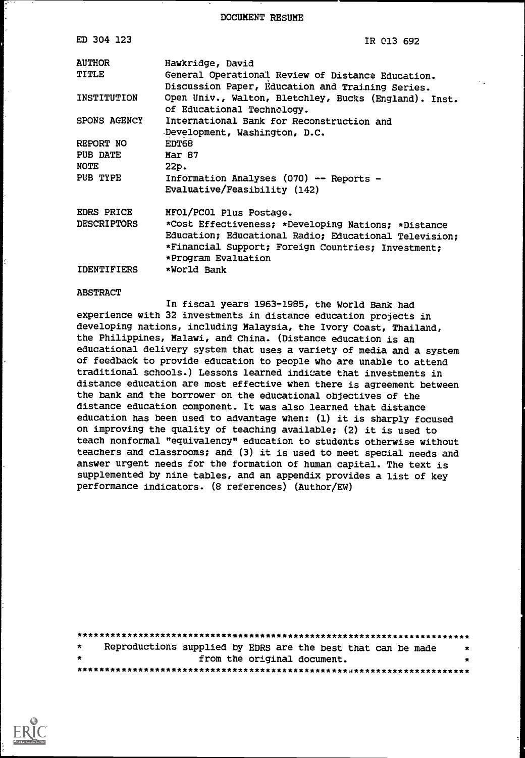DOCUMENT RESUME

| | |
|---|---|
| ED 304 123 | IR 013 692 |
| AUTHOR | Hawkridge, David |
| TITLE | General Operational Review of Distance Education. Discussion Paper, Education and Training Series. |
| INSTITUTION | Open Univ., Walton, Bletchley, Bucks (England). Inst. of Educational Technology. |
| SPONS AGENCY | International Bank for Reconstruction and Development, Washington, D.C. |
| REPORT NO | EDT68 |
| PUB DATE | Mar 87 |
| NOTE | 22p. |
| PUB TYPE | Information Analyses (070) -- Reports - Evaluative/Feasibility (142) |
| EDRS PRICE | MF01/PC01 Plus Postage. |
| DESCRIPTORS | *Cost Effectiveness; *Developing Nations; *Distance Education; Educational Radio; Educational Television; *Financial Support; Foreign Countries; Investment; *Program Evaluation |
| IDENTIFIERS | *World Bank |

ABSTRACT

In fiscal years 1963-1985, the World Bank had experience with 32 investments in distance education projects in developing nations, including Malaysia, the Ivory Coast, Thailand, the Philippines, Malawi, and China. (Distance education is an educational delivery system that uses a variety of media and a system of feedback to provide education to people who are unable to attend traditional schools.) Lessons learned indicate that investments in distance education are most effective when there is agreement between the bank and the borrower on the educational objectives of the distance education component. It was also learned that distance education has been used to advantage when: (1) it is sharply focused on improving the quality of teaching available; (2) it is used to teach nonformal "equivalency" education to students otherwise without teachers and classrooms; and (3) it is used to meet special needs and answer urgent needs for the formation of human capital. The text is supplemented by nine tables, and an appendix provides a list of key performance indicators. (8 references) (Author/EW)

***********************************************************************
* Reproductions supplied by EDRS are the best that can be made *
* from the original document. *
***********************************************************************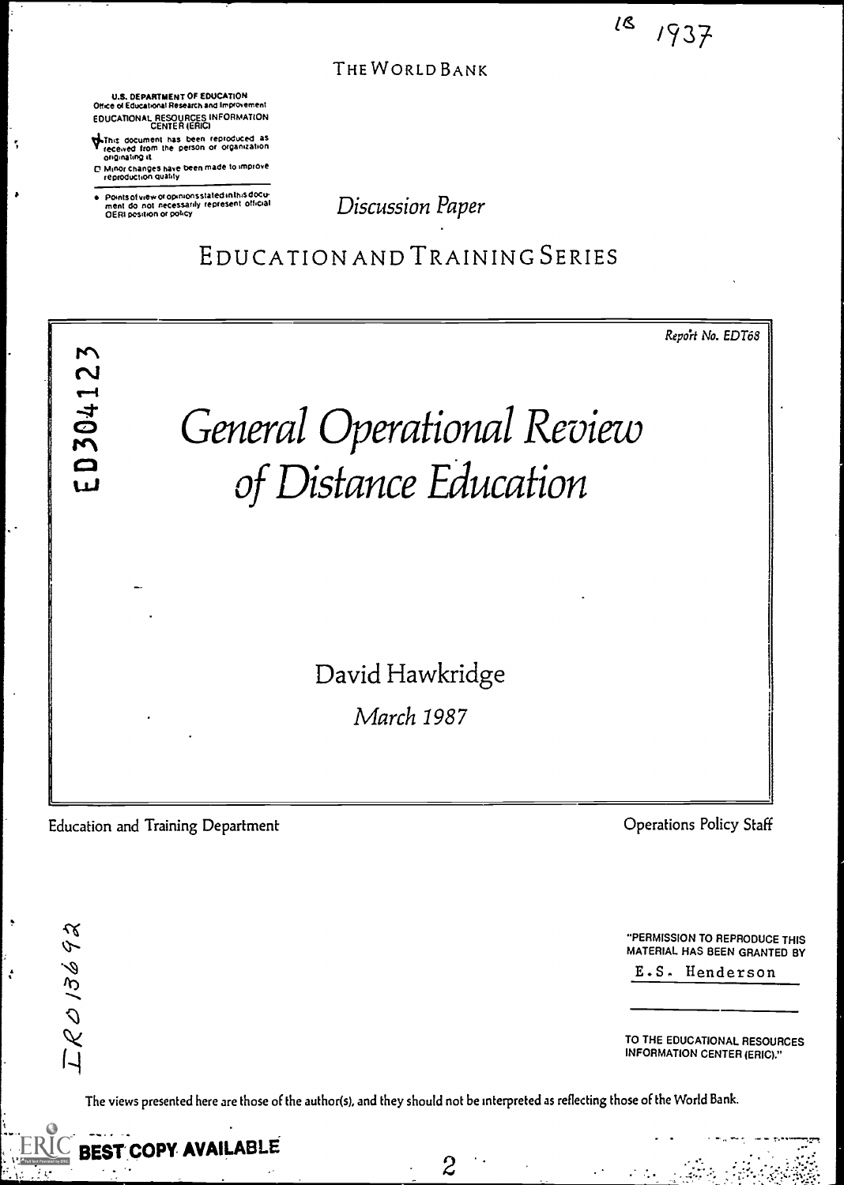THE WORLD BANK

U.S. DEPARTMENT OF EDUCATION
Office of Educational Research and Improvement
EDUCATIONAL RESOURCES INFORMATION CENTER (ERIC)

This document has been reproduced as received from the person or organization originating it.

Minor changes have been made to improve reproduction quality.

Points of view or opinions stated in this document do not necessarily represent official OERI position or policy.

*Discussion Paper*

# EDUCATION AND TRAINING SERIES

*Report No. EDT68*

ED304123

# *General Operational Review of Distance Education*

David Hawkridge

*March 1987*

Education and Training Department

Operations Policy Staff

"PERMISSION TO REPRODUCE THIS MATERIAL HAS BEEN GRANTED BY

E.S. Henderson

TO THE EDUCATIONAL RESOURCES INFORMATION CENTER (ERIC)."

The views presented here are those of the author(s), and they should not be interpreted as reflecting those of the World Bank.

BEST COPY AVAILABLE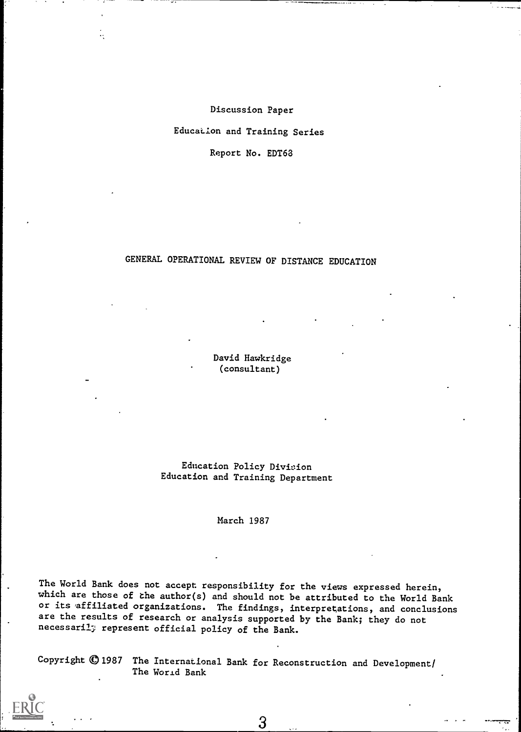Discussion Paper

Education and Training Series

Report No. EDT68

# GENERAL OPERATIONAL REVIEW OF DISTANCE EDUCATION

David Hawkridge
(consultant)

Education Policy Division
Education and Training Department

March 1987

The World Bank does not accept responsibility for the views expressed herein, which are those of the author(s) and should not be attributed to the World Bank or its affiliated organizations. The findings, interpretations, and conclusions are the results of research or analysis supported by the Bank; they do not necessarily represent official policy of the Bank.

Copyright © 1987 The International Bank for Reconstruction and Development/ The World Bank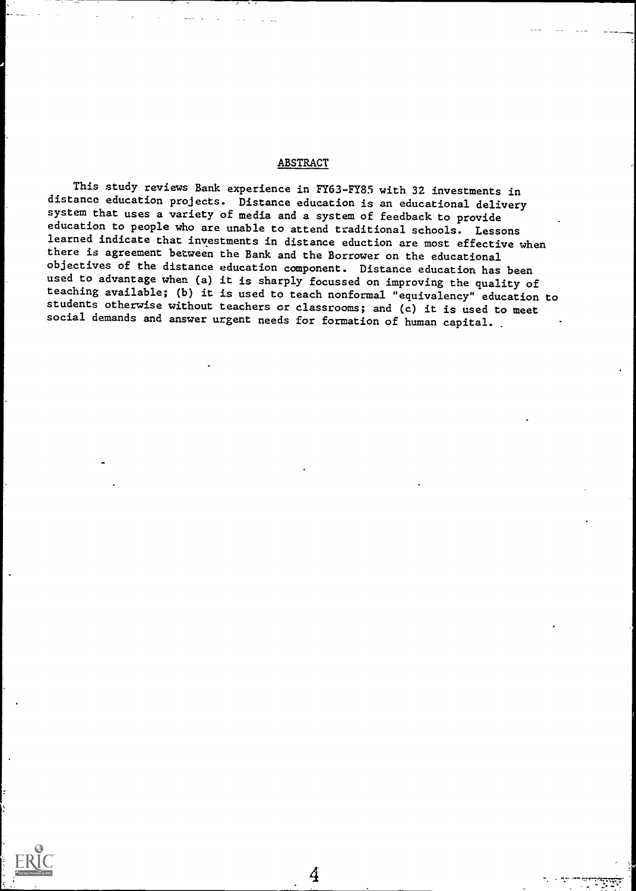## ABSTRACT

This study reviews Bank experience in FY63-FY85 with 32 investments in distance education projects. Distance education is an educational delivery system that uses a variety of media and a system of feedback to provide education to people who are unable to attend traditional schools. Lessons learned indicate that investments in distance eduction are most effective when there is agreement between the Bank and the Borrower on the educational objectives of the distance education component. Distance education has been used to advantage when (a) it is sharply focussed on improving the quality of teaching available; (b) it is used to teach nonformal "equivalency" education to students otherwise without teachers or classrooms; and (c) it is used to meet social demands and answer urgent needs for formation of human capital.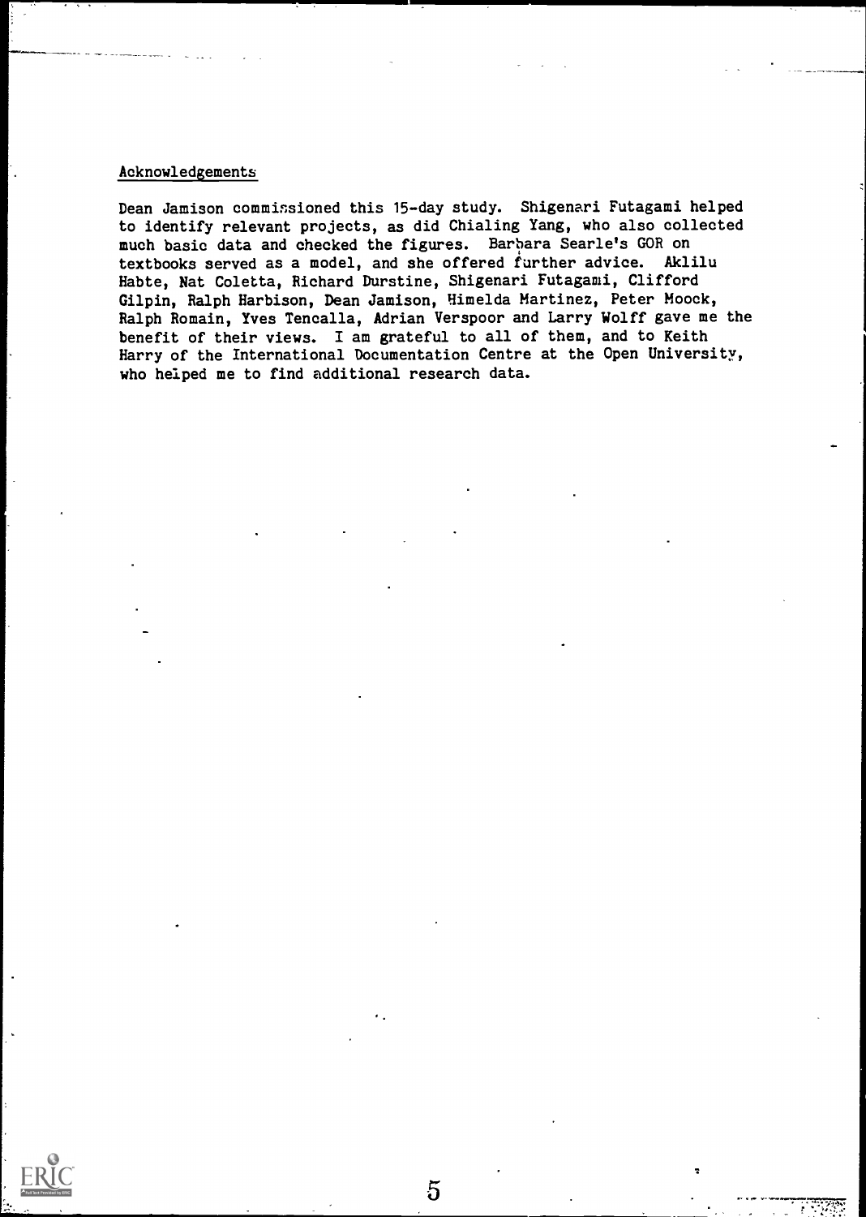## Acknowledgements

Dean Jamison commissioned this 15-day study. Shigenari Futagami helped to identify relevant projects, as did Chialing Yang, who also collected much basic data and checked the figures. Barbara Searle's GOR on textbooks served as a model, and she offered further advice. Aklilu Habte, Nat Coletta, Richard Durstine, Shigenari Futagami, Clifford Gilpin, Ralph Harbison, Dean Jamison, Himelda Martinez, Peter Moock, Ralph Romain, Yves Tencalla, Adrian Verspoor and Larry Wolff gave me the benefit of their views. I am grateful to all of them, and to Keith Harry of the International Documentation Centre at the Open University, who helped me to find additional research data.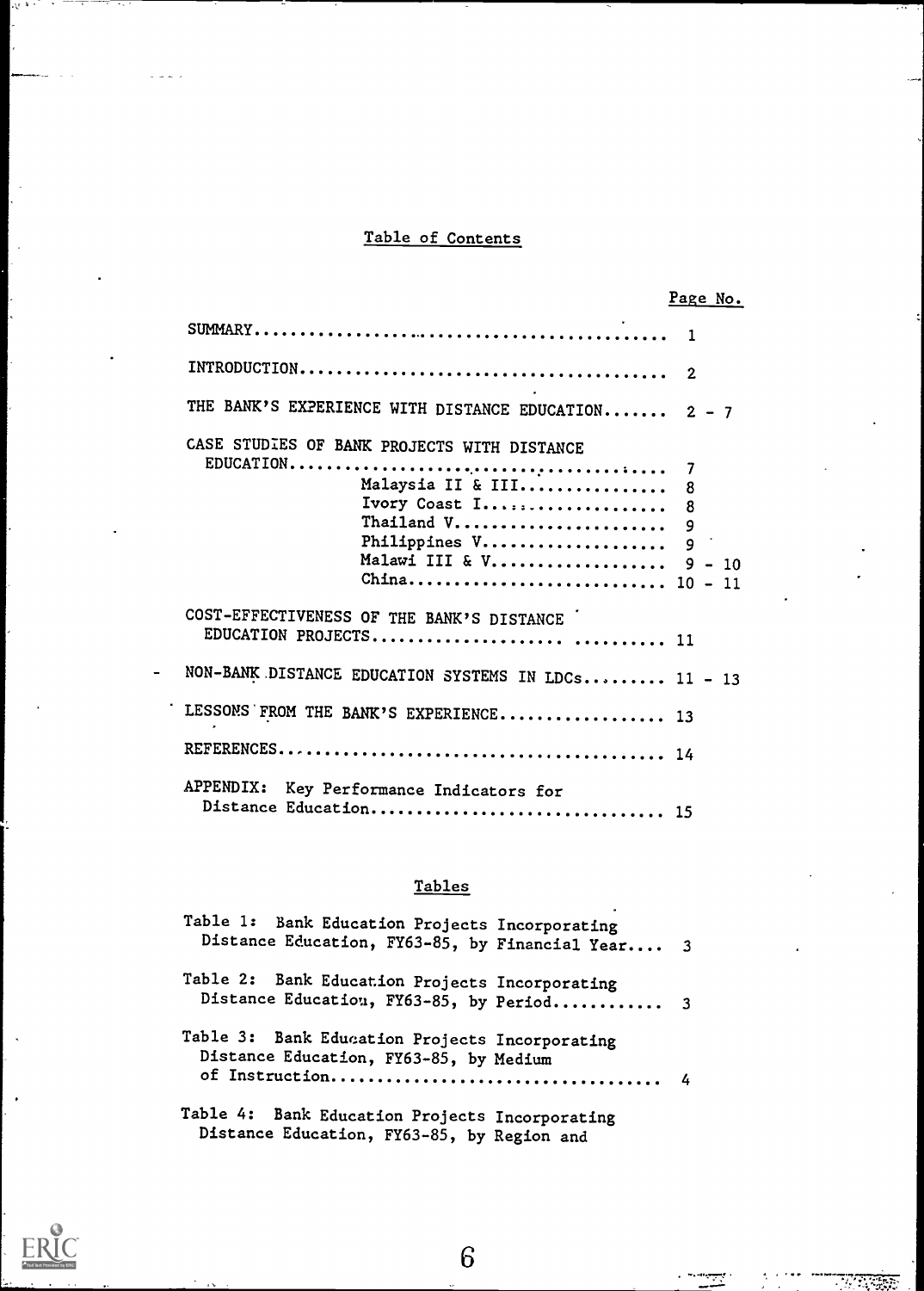## Table of Contents

| | Page No. |
|---|---|
| SUMMARY | 1 |
| INTRODUCTION | 2 |
| THE BANK'S EXPERIENCE WITH DISTANCE EDUCATION | 2 - 7 |
| CASE STUDIES OF BANK PROJECTS WITH DISTANCE EDUCATION | 7 |
| Malaysia II & III | 8 |
| Ivory Coast I | 8 |
| Thailand V | 9 |
| Philippines V | 9 |
| Malawi III & V | 9 - 10 |
| China | 10 - 11 |
| COST-EFFECTIVENESS OF THE BANK'S DISTANCE EDUCATION PROJECTS | 11 |
| NON-BANK DISTANCE EDUCATION SYSTEMS IN LDCs | 11 - 13 |
| LESSONS FROM THE BANK'S EXPERIENCE | 13 |
| REFERENCES | 14 |
| APPENDIX: Key Performance Indicators for Distance Education | 15 |

## Tables

| | |
|---|---|
| Table 1: Bank Education Projects Incorporating Distance Education, FY63-85, by Financial Year | 3 |
| Table 2: Bank Education Projects Incorporating Distance Education, FY63-85, by Period | 3 |
| Table 3: Bank Education Projects Incorporating Distance Education, FY63-85, by Medium of Instruction | 4 |
| Table 4: Bank Education Projects Incorporating Distance Education, FY63-85, by Region and | |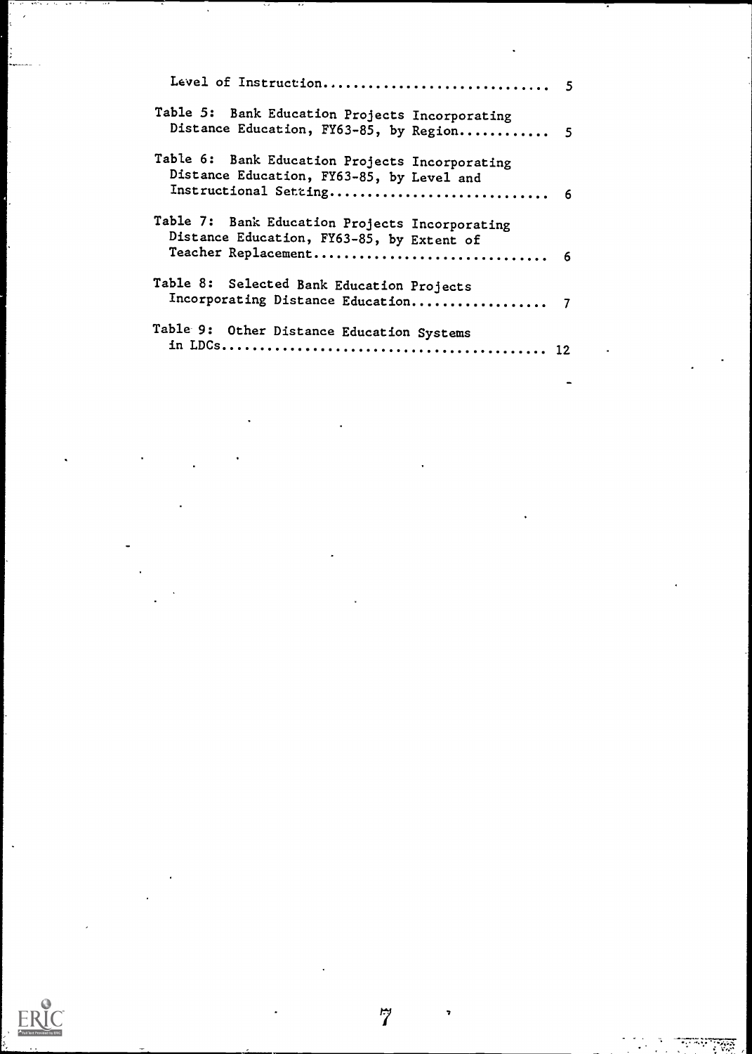Level of Instruction............................ 5

Table 5: Bank Education Projects Incorporating Distance Education, FY63-85, by Region............ 5

Table 6: Bank Education Projects Incorporating Distance Education, FY63-85, by Level and Instructional Setting............................ 6

Table 7: Bank Education Projects Incorporating Distance Education, FY63-85, by Extent of Teacher Replacement............................... 6

Table 8: Selected Bank Education Projects Incorporating Distance Education.................. 7

Table 9: Other Distance Education Systems in LDCs........................................... 12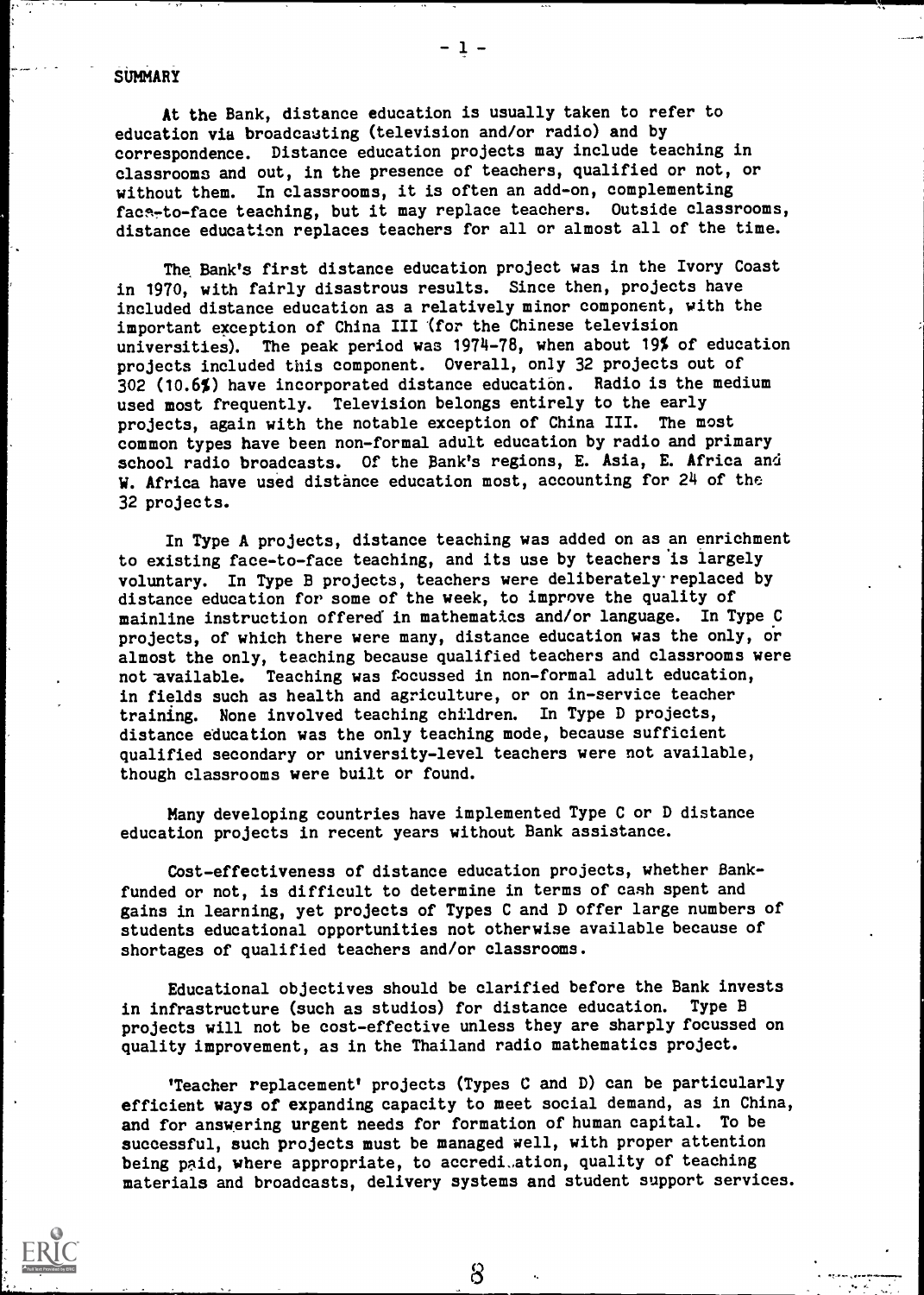## SUMMARY

At the Bank, distance education is usually taken to refer to education via broadcasting (television and/or radio) and by correspondence. Distance education projects may include teaching in classrooms and out, in the presence of teachers, qualified or not, or without them. In classrooms, it is often an add-on, complementing face-to-face teaching, but it may replace teachers. Outside classrooms, distance education replaces teachers for all or almost all of the time.

The Bank's first distance education project was in the Ivory Coast in 1970, with fairly disastrous results. Since then, projects have included distance education as a relatively minor component, with the important exception of China III (for the Chinese television universities). The peak period was 1974-78, when about 19% of education projects included this component. Overall, only 32 projects out of 302 (10.6%) have incorporated distance education. Radio is the medium used most frequently. Television belongs entirely to the early projects, again with the notable exception of China III. The most common types have been non-formal adult education by radio and primary school radio broadcasts. Of the Bank's regions, E. Asia, E. Africa and W. Africa have used distance education most, accounting for 24 of the 32 projects.

In Type A projects, distance teaching was added on as an enrichment to existing face-to-face teaching, and its use by teachers is largely voluntary. In Type B projects, teachers were deliberately replaced by distance education for some of the week, to improve the quality of mainline instruction offered in mathematics and/or language. In Type C projects, of which there were many, distance education was the only, or almost the only, teaching because qualified teachers and classrooms were not available. Teaching was focussed in non-formal adult education, in fields such as health and agriculture, or on in-service teacher training. None involved teaching children. In Type D projects, distance education was the only teaching mode, because sufficient qualified secondary or university-level teachers were not available, though classrooms were built or found.

Many developing countries have implemented Type C or D distance education projects in recent years without Bank assistance.

Cost-effectiveness of distance education projects, whether Bank-funded or not, is difficult to determine in terms of cash spent and gains in learning, yet projects of Types C and D offer large numbers of students educational opportunities not otherwise available because of shortages of qualified teachers and/or classrooms.

Educational objectives should be clarified before the Bank invests in infrastructure (such as studios) for distance education. Type B projects will not be cost-effective unless they are sharply focussed on quality improvement, as in the Thailand radio mathematics project.

'Teacher replacement' projects (Types C and D) can be particularly efficient ways of expanding capacity to meet social demand, as in China, and for answering urgent needs for formation of human capital. To be successful, such projects must be managed well, with proper attention being paid, where appropriate, to accreditation, quality of teaching materials and broadcasts, delivery systems and student support services.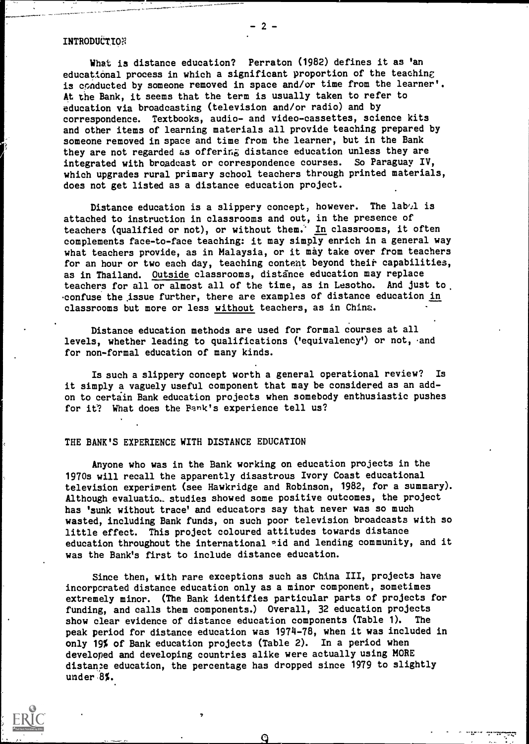## INTRODUCTION

What is distance education? Perraton (1982) defines it as 'an educational process in which a significant proportion of the teaching is conducted by someone removed in space and/or time from the learner'. At the Bank, it seems that the term is usually taken to refer to education via broadcasting (television and/or radio) and by correspondence. Textbooks, audio- and video-cassettes, science kits and other items of learning materials all provide teaching prepared by someone removed in space and time from the learner, but in the Bank they are not regarded as offering distance education unless they are integrated with broadcast or correspondence courses. So Paraguay IV, which upgrades rural primary school teachers through printed materials, does not get listed as a distance education project.

Distance education is a slippery concept, however. The label is attached to instruction in classrooms and out, in the presence of teachers (qualified or not), or without them. In classrooms, it often complements face-to-face teaching: it may simply enrich in a general way what teachers provide, as in Malaysia, or it may take over from teachers for an hour or two each day, teaching content beyond their capabilities, as in Thailand. Outside classrooms, distance education may replace teachers for all or almost all of the time, as in Lesotho. And just to confuse the issue further, there are examples of distance education in classrooms but more or less without teachers, as in China.

Distance education methods are used for formal courses at all levels, whether leading to qualifications ('equivalency') or not, and for non-formal education of many kinds.

Is such a slippery concept worth a general operational review? Is it simply a vaguely useful component that may be considered as an add-on to certain Bank education projects when somebody enthusiastic pushes for it? What does the Bank's experience tell us?

## THE BANK'S EXPERIENCE WITH DISTANCE EDUCATION

Anyone who was in the Bank working on education projects in the 1970s will recall the apparently disastrous Ivory Coast educational television experiment (see Hawkridge and Robinson, 1982, for a summary). Although evaluation studies showed some positive outcomes, the project has 'sunk without trace' and educators say that never was so much wasted, including Bank funds, on such poor television broadcasts with so little effect. This project coloured attitudes towards distance education throughout the international aid and lending community, and it was the Bank's first to include distance education.

Since then, with rare exceptions such as China III, projects have incorporated distance education only as a minor component, sometimes extremely minor. (The Bank identifies particular parts of projects for funding, and calls them components.) Overall, 32 education projects show clear evidence of distance education components (Table 1). The peak period for distance education was 1974-78, when it was included in only 19% of Bank education projects (Table 2). In a period when developed and developing countries alike were actually using MORE distance education, the percentage has dropped since 1979 to slightly under 8%.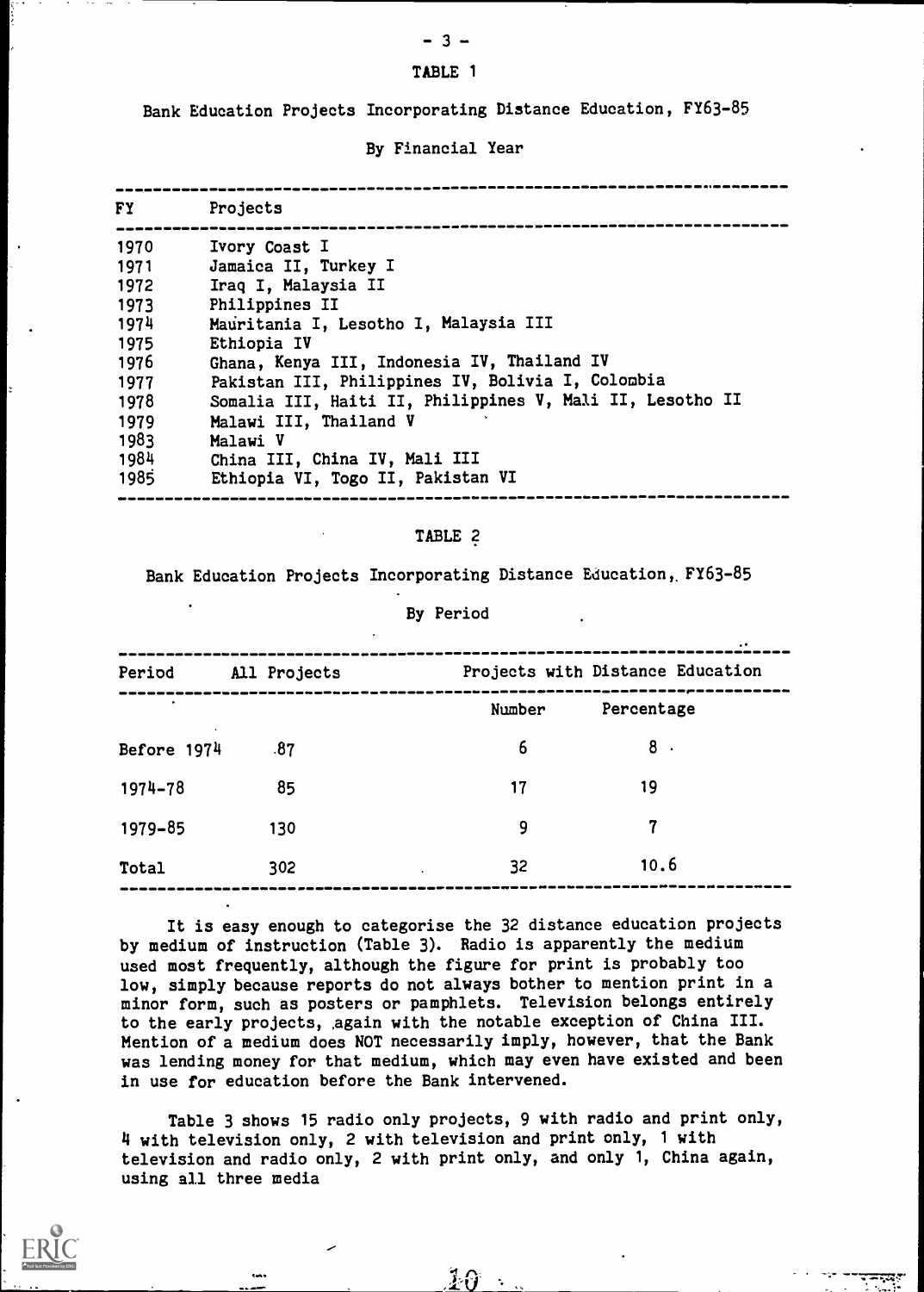TABLE 1

Bank Education Projects Incorporating Distance Education, FY63-85

By Financial Year

| FY | Projects |
|---|---|
| 1970 | Ivory Coast I |
| 1971 | Jamaica II, Turkey I |
| 1972 | Iraq I, Malaysia II |
| 1973 | Philippines II |
| 1974 | Mauritania I, Lesotho I, Malaysia III |
| 1975 | Ethiopia IV |
| 1976 | Ghana, Kenya III, Indonesia IV, Thailand IV |
| 1977 | Pakistan III, Philippines IV, Bolivia I, Colombia |
| 1978 | Somalia III, Haiti II, Philippines V, Mali II, Lesotho II |
| 1979 | Malawi III, Thailand V |
| 1983 | Malawi V |
| 1984 | China III, China IV, Mali III |
| 1985 | Ethiopia VI, Togo II, Pakistan VI |

TABLE 2

Bank Education Projects Incorporating Distance Education, FY63-85

By Period

| Period | All Projects | Projects with Distance Education | |
|---|---|---|---|
| | | Number | Percentage |
| Before 1974 | 87 | 6 | 8 |
| 1974-78 | 85 | 17 | 19 |
| 1979-85 | 130 | 9 | 7 |
| Total | 302 | 32 | 10.6 |

It is easy enough to categorise the 32 distance education projects by medium of instruction (Table 3). Radio is apparently the medium used most frequently, although the figure for print is probably too low, simply because reports do not always bother to mention print in a minor form, such as posters or pamphlets. Television belongs entirely to the early projects, again with the notable exception of China III. Mention of a medium does NOT necessarily imply, however, that the Bank was lending money for that medium, which may even have existed and been in use for education before the Bank intervened.

Table 3 shows 15 radio only projects, 9 with radio and print only, 4 with television only, 2 with television and print only, 1 with television and radio only, 2 with print only, and only 1, China again, using all three media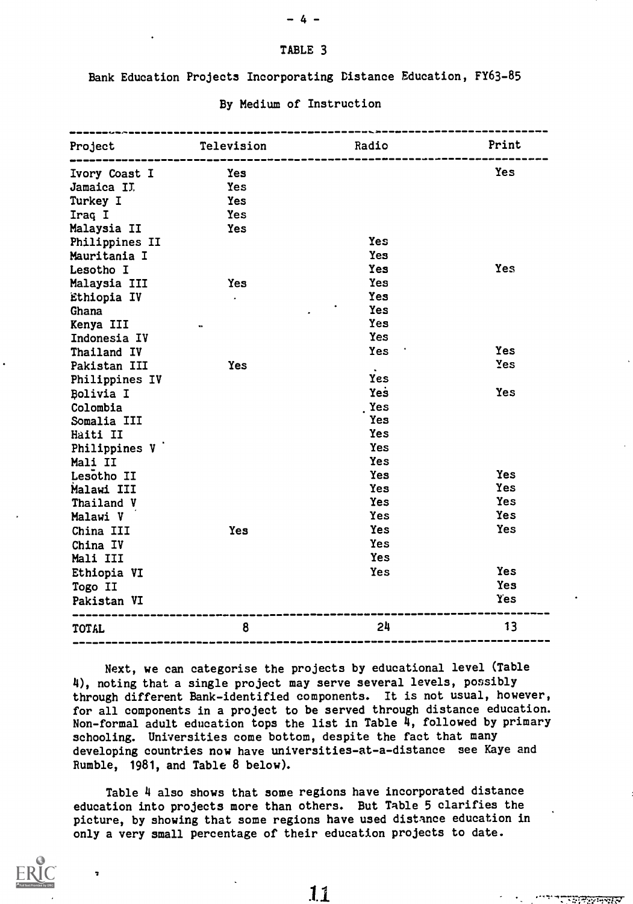TABLE 3

Bank Education Projects Incorporating Distance Education, FY63-85

By Medium of Instruction

| Project | Television | Radio | Print |
|---|---|---|---|
| Ivory Coast I | Yes | | Yes |
| Jamaica II | Yes | | |
| Turkey I | Yes | | |
| Iraq I | Yes | | |
| Malaysia II | Yes | | |
| Philippines II | | Yes | |
| Mauritania I | | Yes | |
| Lesotho I | | Yes | Yes |
| Malaysia III | Yes | Yes | |
| Ethiopia IV | | Yes | |
| Ghana | | Yes | |
| Kenya III | | Yes | |
| Indonesia IV | | Yes | |
| Thailand IV | | Yes | Yes |
| Pakistan III | Yes | | Yes |
| Philippines IV | | Yes | |
| Bolivia I | | Yes | Yes |
| Colombia | | Yes | |
| Somalia III | | Yes | |
| Haiti II | | Yes | |
| Philippines V | | Yes | |
| Mali II | | Yes | |
| Lesotho II | | Yes | Yes |
| Malawi III | | Yes | Yes |
| Thailand V | | Yes | Yes |
| Malawi V | | Yes | Yes |
| China III | Yes | Yes | Yes |
| China IV | | Yes | |
| Mali III | | Yes | |
| Ethiopia VI | | Yes | Yes |
| Togo II | | | Yes |
| Pakistan VI | | | Yes |
| TOTAL | 8 | 24 | 13 |

Next, we can categorise the projects by educational level (Table 4), noting that a single project may serve several levels, possibly through different Bank-identified components. It is not usual, however, for all components in a project to be served through distance education. Non-formal adult education tops the list in Table 4, followed by primary schooling. Universities come bottom, despite the fact that many developing countries now have universities-at-a-distance see Kaye and Rumble, 1981, and Table 8 below).

Table 4 also shows that some regions have incorporated distance education into projects more than others. But Table 5 clarifies the picture, by showing that some regions have used distance education in only a very small percentage of their education projects to date.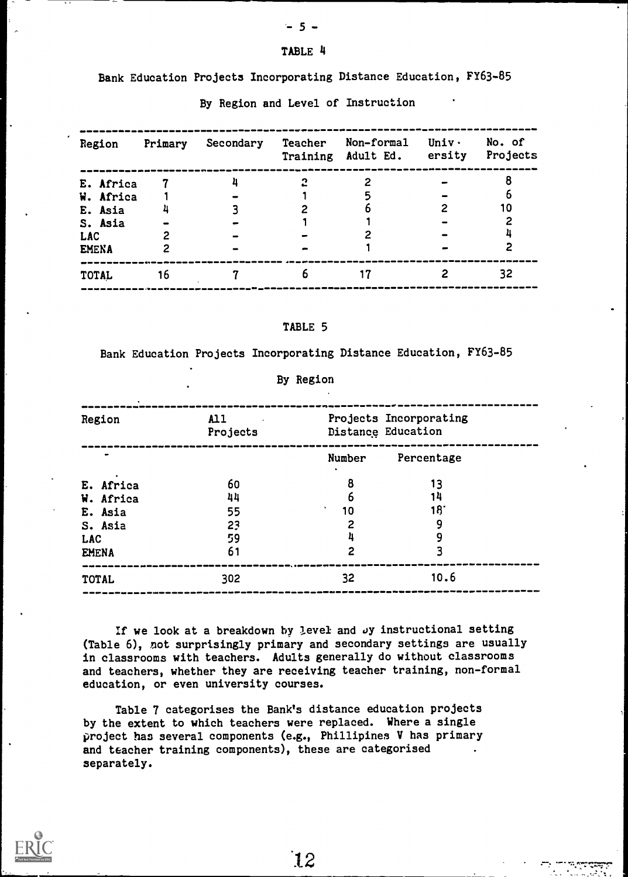TABLE 4

Bank Education Projects Incorporating Distance Education, FY63-85

By Region and Level of Instruction

| Region | Primary | Secondary | Teacher Training | Non-formal Adult Ed. | Univ-ersity | No. of Projects |
|---|---|---|---|---|---|---|
| E. Africa | 7 | 4 | 2 | 2 | - | 8 |
| W. Africa | 1 | - | 1 | 5 | - | 6 |
| E. Asia | 4 | 3 | 2 | 6 | 2 | 10 |
| S. Asia | - | - | 1 | 1 | - | 2 |
| LAC | 2 | - | - | 2 | - | 4 |
| EMENA | 2 | - | - | 1 | - | 2 |
| TOTAL | 16 | 7 | 6 | 17 | 2 | 32 |

TABLE 5

Bank Education Projects Incorporating Distance Education, FY63-85

By Region

| Region | All Projects | Projects Incorporating Distance Education | |
|---|---|---|---|
| | | Number | Percentage |
| E. Africa | 60 | 8 | 13 |
| W. Africa | 44 | 6 | 14 |
| E. Asia | 55 | 10 | 18 |
| S. Asia | 23 | 2 | 9 |
| LAC | 59 | 4 | 9 |
| EMENA | 61 | 2 | 3 |
| TOTAL | 302 | 32 | 10.6 |

If we look at a breakdown by level and by instructional setting (Table 6), not surprisingly primary and secondary settings are usually in classrooms with teachers. Adults generally do without classrooms and teachers, whether they are receiving teacher training, non-formal education, or even university courses.

Table 7 categorises the Bank's distance education projects by the extent to which teachers were replaced. Where a single project has several components (e.g., Phillipines V has primary and teacher training components), these are categorised separately.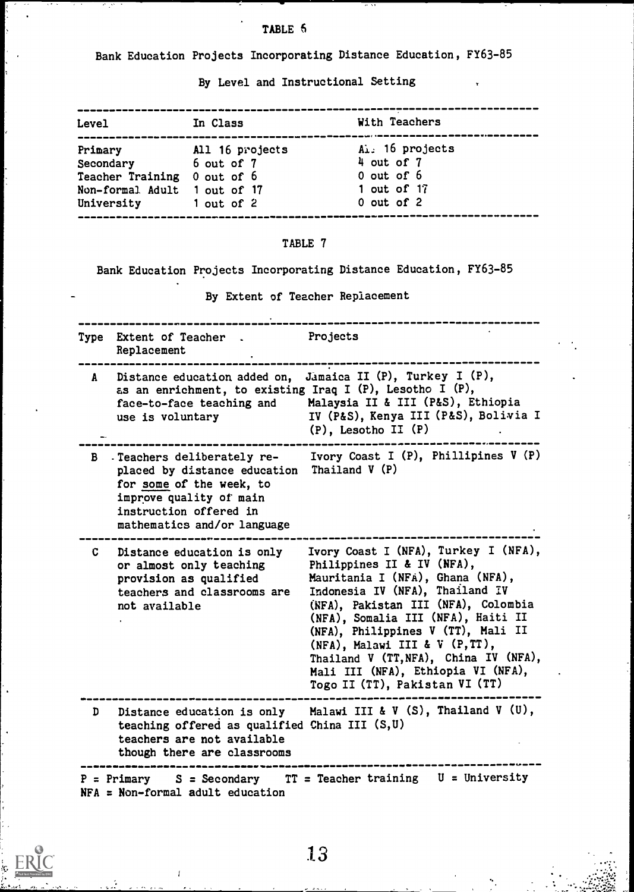TABLE 6

Bank Education Projects Incorporating Distance Education, FY63-85

By Level and Instructional Setting

| Level | In Class | With Teachers |
|---|---|---|
| Primary | All 16 projects | All 16 projects |
| Secondary | 6 out of 7 | 4 out of 7 |
| Teacher Training | 0 out of 6 | 0 out of 6 |
| Non-formal Adult | 1 out of 17 | 1 out of 17 |
| University | 1 out of 2 | 0 out of 2 |

TABLE 7

Bank Education Projects Incorporating Distance Education, FY63-85

By Extent of Teacher Replacement

| Type | Extent of Teacher Replacement | Projects |
|---|---|---|
| A | Distance education added on, as an enrichment, to existing face-to-face teaching and use is voluntary | Jamaica II (P), Turkey I (P), Iraq I (P), Lesotho I (P), Malaysia II & III (P&S), Ethiopia IV (P&S), Kenya III (P&S), Bolivia I (P), Lesotho II (P) |
| B | Teachers deliberately replaced by distance education for *some* of the week, to improve quality of main instruction offered in mathematics and/or language | Ivory Coast I (P), Phillipines V (P) Thailand V (P) |
| C | Distance education is only or almost only teaching provision as qualified teachers and classrooms are not available | Ivory Coast I (NFA), Turkey I (NFA), Philippines II & IV (NFA), Mauritania I (NFA), Ghana (NFA), Indonesia IV (NFA), Thailand IV (NFA), Pakistan III (NFA), Colombia (NFA), Somalia III (NFA), Haiti II (NFA), Philippines V (TT), Mali II (NFA), Malawi III & V (P,TT), Thailand V (TT,NFA), China IV (NFA), Mali III (NFA), Ethiopia VI (NFA), Togo II (TT), Pakistan VI (TT) |
| D | Distance education is only teaching offered as qualified teachers are not available though there are classrooms | Malawi III & V (S), Thailand V (U), China III (S,U) |

P = Primary S = Secondary TT = Teacher training U = University
NFA = Non-formal adult education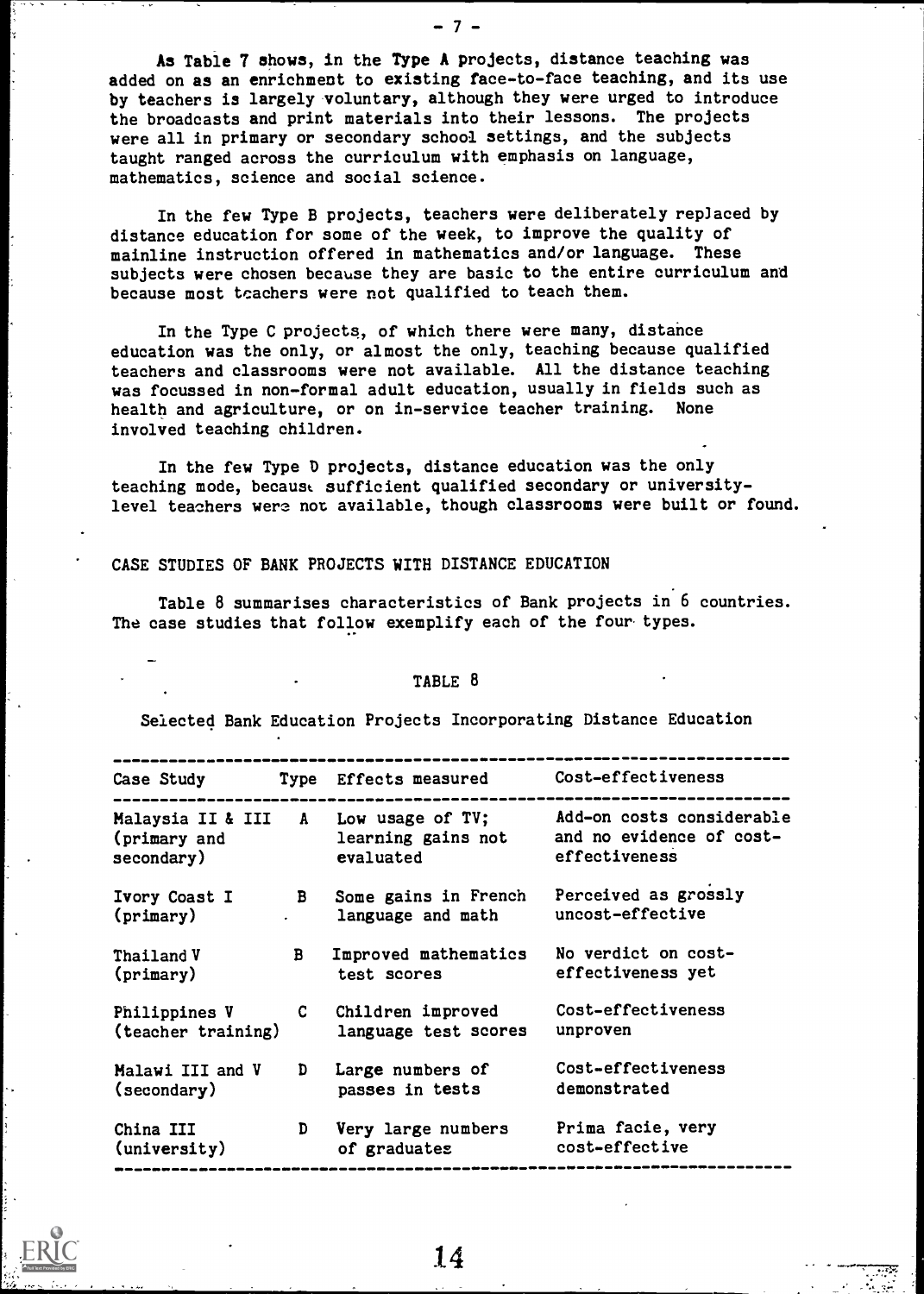As Table 7 shows, in the Type A projects, distance teaching was added on as an enrichment to existing face-to-face teaching, and its use by teachers is largely voluntary, although they were urged to introduce the broadcasts and print materials into their lessons. The projects were all in primary or secondary school settings, and the subjects taught ranged across the curriculum with emphasis on language, mathematics, science and social science.

In the few Type B projects, teachers were deliberately replaced by distance education for some of the week, to improve the quality of mainline instruction offered in mathematics and/or language. These subjects were chosen because they are basic to the entire curriculum and because most teachers were not qualified to teach them.

In the Type C projects, of which there were many, distance education was the only, or almost the only, teaching because qualified teachers and classrooms were not available. All the distance teaching was focussed in non-formal adult education, usually in fields such as health and agriculture, or on in-service teacher training. None involved teaching children.

In the few Type D projects, distance education was the only teaching mode, because sufficient qualified secondary or university-level teachers were not available, though classrooms were built or found.

## CASE STUDIES OF BANK PROJECTS WITH DISTANCE EDUCATION

Table 8 summarises characteristics of Bank projects in 6 countries. The case studies that follow exemplify each of the four types.

TABLE 8

Selected Bank Education Projects Incorporating Distance Education

| Case Study | Type | Effects measured | Cost-effectiveness |
|---|---|---|---|
| Malaysia II & III (primary and secondary) | A | Low usage of TV; learning gains not evaluated | Add-on costs considerable and no evidence of cost-effectiveness |
| Ivory Coast I (primary) | B | Some gains in French language and math | Perceived as grossly uncost-effective |
| Thailand V (primary) | B | Improved mathematics test scores | No verdict on cost-effectiveness yet |
| Philippines V (teacher training) | C | Children improved language test scores | Cost-effectiveness unproven |
| Malawi III and V (secondary) | D | Large numbers of passes in tests | Cost-effectiveness demonstrated |
| China III (university) | D | Very large numbers of graduates | Prima facie, very cost-effective |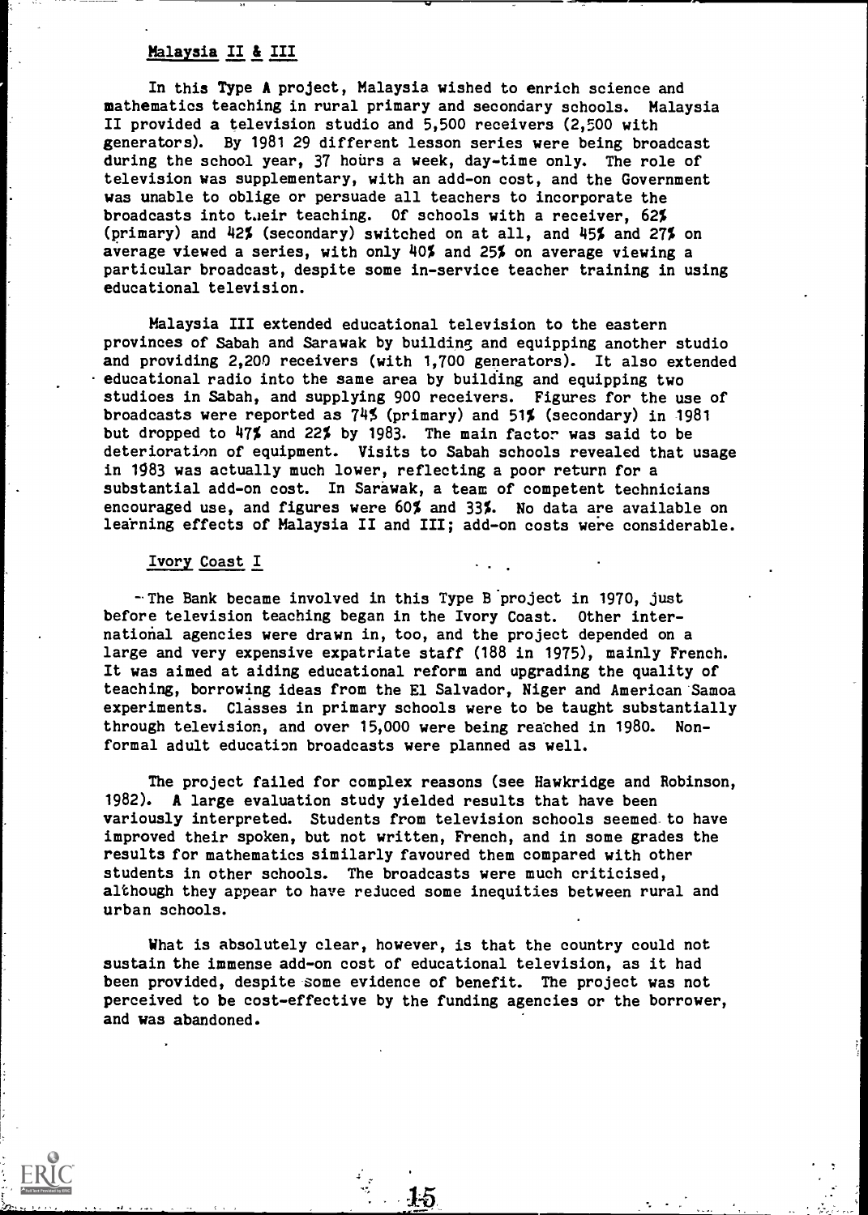## Malaysia II & III

In this Type A project, Malaysia wished to enrich science and mathematics teaching in rural primary and secondary schools. Malaysia II provided a television studio and 5,500 receivers (2,500 with generators). By 1981 29 different lesson series were being broadcast during the school year, 37 hours a week, day-time only. The role of television was supplementary, with an add-on cost, and the Government was unable to oblige or persuade all teachers to incorporate the broadcasts into their teaching. Of schools with a receiver, 62% (primary) and 42% (secondary) switched on at all, and 45% and 27% on average viewed a series, with only 40% and 25% on average viewing a particular broadcast, despite some in-service teacher training in using educational television.

Malaysia III extended educational television to the eastern provinces of Sabah and Sarawak by building and equipping another studio and providing 2,200 receivers (with 1,700 generators). It also extended educational radio into the same area by building and equipping two studioes in Sabah, and supplying 900 receivers. Figures for the use of broadcasts were reported as 74% (primary) and 51% (secondary) in 1981 but dropped to 47% and 22% by 1983. The main factor was said to be deterioration of equipment. Visits to Sabah schools revealed that usage in 1983 was actually much lower, reflecting a poor return for a substantial add-on cost. In Sarawak, a team of competent technicians encouraged use, and figures were 60% and 33%. No data are available on learning effects of Malaysia II and III; add-on costs were considerable.

## Ivory Coast I

The Bank became involved in this Type B project in 1970, just before television teaching began in the Ivory Coast. Other international agencies were drawn in, too, and the project depended on a large and very expensive expatriate staff (188 in 1975), mainly French. It was aimed at aiding educational reform and upgrading the quality of teaching, borrowing ideas from the El Salvador, Niger and American Samoa experiments. Classes in primary schools were to be taught substantially through television, and over 15,000 were being reached in 1980. Non-formal adult education broadcasts were planned as well.

The project failed for complex reasons (see Hawkridge and Robinson, 1982). A large evaluation study yielded results that have been variously interpreted. Students from television schools seemed to have improved their spoken, but not written, French, and in some grades the results for mathematics similarly favoured them compared with other students in other schools. The broadcasts were much criticised, although they appear to have reduced some inequities between rural and urban schools.

What is absolutely clear, however, is that the country could not sustain the immense add-on cost of educational television, as it had been provided, despite some evidence of benefit. The project was not perceived to be cost-effective by the funding agencies or the borrower, and was abandoned.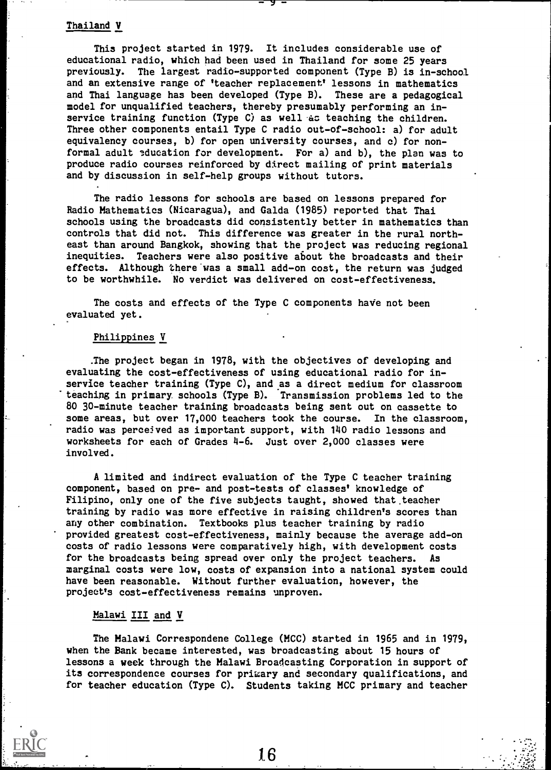## Thailand V

This project started in 1979. It includes considerable use of educational radio, which had been used in Thailand for some 25 years previously. The largest radio-supported component (Type B) is in-school and an extensive range of 'teacher replacement' lessons in mathematics and Thai language has been developed (Type B). These are a pedagogical model for unqualified teachers, thereby presumably performing an in-service training function (Type C) as well as teaching the children. Three other components entail Type C radio out-of-school: a) for adult equivalency courses, b) for open university courses, and c) for non-formal adult education for development. For a) and b), the plan was to produce radio courses reinforced by direct mailing of print materials and by discussion in self-help groups without tutors.

The radio lessons for schools are based on lessons prepared for Radio Mathematics (Nicaragua), and Galda (1985) reported that Thai schools using the broadcasts did consistently better in mathematics than controls that did not. This difference was greater in the rural north-east than around Bangkok, showing that the project was reducing regional inequities. Teachers were also positive about the broadcasts and their effects. Although there was a small add-on cost, the return was judged to be worthwhile. No verdict was delivered on cost-effectiveness.

The costs and effects of the Type C components have not been evaluated yet.

## Philippines V

The project began in 1978, with the objectives of developing and evaluating the cost-effectiveness of using educational radio for in-service teacher training (Type C), and as a direct medium for classroom teaching in primary schools (Type B). Transmission problems led to the 80 30-minute teacher training broadcasts being sent out on cassette to some areas, but over 17,000 teachers took the course. In the classroom, radio was perceived as important support, with 140 radio lessons and worksheets for each of Grades 4-6. Just over 2,000 classes were involved.

A limited and indirect evaluation of the Type C teacher training component, based on pre- and post-tests of classes' knowledge of Filipino, only one of the five subjects taught, showed that teacher training by radio was more effective in raising children's scores than any other combination. Textbooks plus teacher training by radio provided greatest cost-effectiveness, mainly because the average add-on costs of radio lessons were comparatively high, with development costs for the broadcasts being spread over only the project teachers. As marginal costs were low, costs of expansion into a national system could have been reasonable. Without further evaluation, however, the project's cost-effectiveness remains unproven.

## Malawi III and V

The Malawi Correspondene College (MCC) started in 1965 and in 1979, when the Bank became interested, was broadcasting about 15 hours of lessons a week through the Malawi Broadcasting Corporation in support of its correspondence courses for primary and secondary qualifications, and for teacher education (Type C). Students taking MCC primary and teacher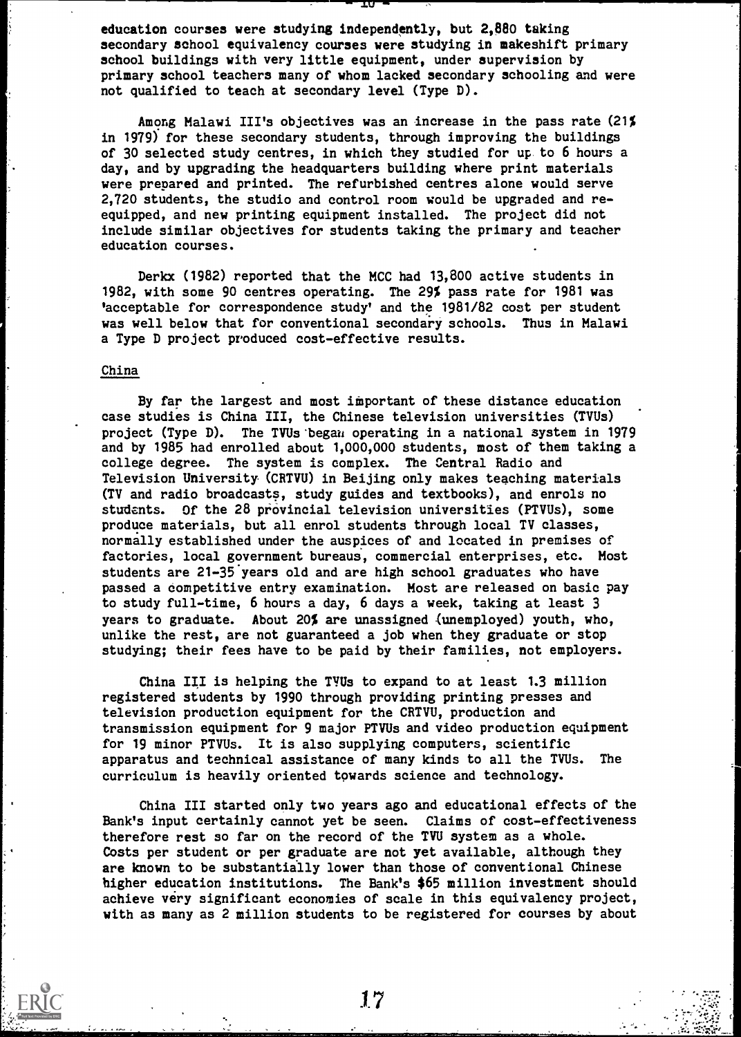education courses were studying independently, but 2,880 taking secondary school equivalency courses were studying in makeshift primary school buildings with very little equipment, under supervision by primary school teachers many of whom lacked secondary schooling and were not qualified to teach at secondary level (Type D).

Among Malawi III's objectives was an increase in the pass rate (21% in 1979) for these secondary students, through improving the buildings of 30 selected study centres, in which they studied for up to 6 hours a day, and by upgrading the headquarters building where print materials were prepared and printed. The refurbished centres alone would serve 2,720 students, the studio and control room would be upgraded and re-equipped, and new printing equipment installed. The project did not include similar objectives for students taking the primary and teacher education courses.

Derkx (1982) reported that the MCC had 13,800 active students in 1982, with some 90 centres operating. The 29% pass rate for 1981 was 'acceptable for correspondence study' and the 1981/82 cost per student was well below that for conventional secondary schools. Thus in Malawi a Type D project produced cost-effective results.

China

By far the largest and most important of these distance education case studies is China III, the Chinese television universities (TVUs) project (Type D). The TVUs began operating in a national system in 1979 and by 1985 had enrolled about 1,000,000 students, most of them taking a college degree. The system is complex. The Central Radio and Television University (CRTVU) in Beijing only makes teaching materials (TV and radio broadcasts, study guides and textbooks), and enrols no students. Of the 28 provincial television universities (PTVUs), some produce materials, but all enrol students through local TV classes, normally established under the auspices of and located in premises of factories, local government bureaus, commercial enterprises, etc. Most students are 21-35 years old and are high school graduates who have passed a competitive entry examination. Most are released on basic pay to study full-time, 6 hours a day, 6 days a week, taking at least 3 years to graduate. About 20% are unassigned (unemployed) youth, who, unlike the rest, are not guaranteed a job when they graduate or stop studying; their fees have to be paid by their families, not employers.

China III is helping the TVUs to expand to at least 1.3 million registered students by 1990 through providing printing presses and television production equipment for the CRTVU, production and transmission equipment for 9 major PTVUs and video production equipment for 19 minor PTVUs. It is also supplying computers, scientific apparatus and technical assistance of many kinds to all the TVUs. The curriculum is heavily oriented towards science and technology.

China III started only two years ago and educational effects of the Bank's input certainly cannot yet be seen. Claims of cost-effectiveness therefore rest so far on the record of the TVU system as a whole. Costs per student or per graduate are not yet available, although they are known to be substantially lower than those of conventional Chinese higher education institutions. The Bank's $65 million investment should achieve very significant economies of scale in this equivalency project, with as many as 2 million students to be registered for courses by about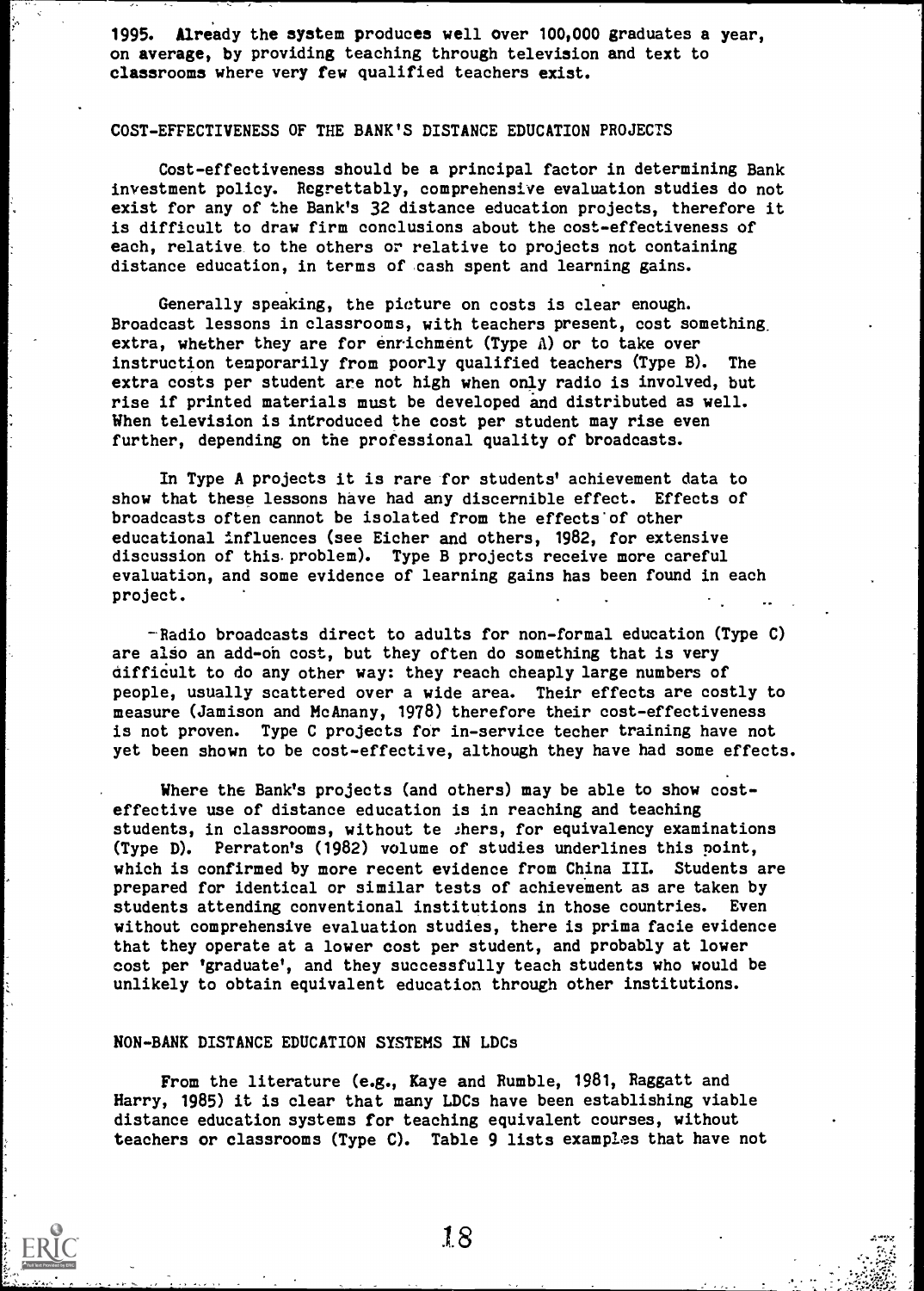1995. Already the system produces well over 100,000 graduates a year, on average, by providing teaching through television and text to classrooms where very few qualified teachers exist.

## COST-EFFECTIVENESS OF THE BANK'S DISTANCE EDUCATION PROJECTS

Cost-effectiveness should be a principal factor in determining Bank investment policy. Regrettably, comprehensive evaluation studies do not exist for any of the Bank's 32 distance education projects, therefore it is difficult to draw firm conclusions about the cost-effectiveness of each, relative to the others or relative to projects not containing distance education, in terms of cash spent and learning gains.

Generally speaking, the picture on costs is clear enough. Broadcast lessons in classrooms, with teachers present, cost something extra, whether they are for enrichment (Type A) or to take over instruction temporarily from poorly qualified teachers (Type B). The extra costs per student are not high when only radio is involved, but rise if printed materials must be developed and distributed as well. When television is introduced the cost per student may rise even further, depending on the professional quality of broadcasts.

In Type A projects it is rare for students' achievement data to show that these lessons have had any discernible effect. Effects of broadcasts often cannot be isolated from the effects of other educational influences (see Eicher and others, 1982, for extensive discussion of this problem). Type B projects receive more careful evaluation, and some evidence of learning gains has been found in each project.

Radio broadcasts direct to adults for non-formal education (Type C) are also an add-on cost, but they often do something that is very difficult to do any other way: they reach cheaply large numbers of people, usually scattered over a wide area. Their effects are costly to measure (Jamison and McAnany, 1978) therefore their cost-effectiveness is not proven. Type C projects for in-service techer training have not yet been shown to be cost-effective, although they have had some effects.

Where the Bank's projects (and others) may be able to show cost-effective use of distance education is in reaching and teaching students, in classrooms, without teachers, for equivalency examinations (Type D). Perraton's (1982) volume of studies underlines this point, which is confirmed by more recent evidence from China III. Students are prepared for identical or similar tests of achievement as are taken by students attending conventional institutions in those countries. Even without comprehensive evaluation studies, there is prima facie evidence that they operate at a lower cost per student, and probably at lower cost per 'graduate', and they successfully teach students who would be unlikely to obtain equivalent education through other institutions.

## NON-BANK DISTANCE EDUCATION SYSTEMS IN LDCs

From the literature (e.g., Kaye and Rumble, 1981, Raggatt and Harry, 1985) it is clear that many LDCs have been establishing viable distance education systems for teaching equivalent courses, without teachers or classrooms (Type C). Table 9 lists examples that have not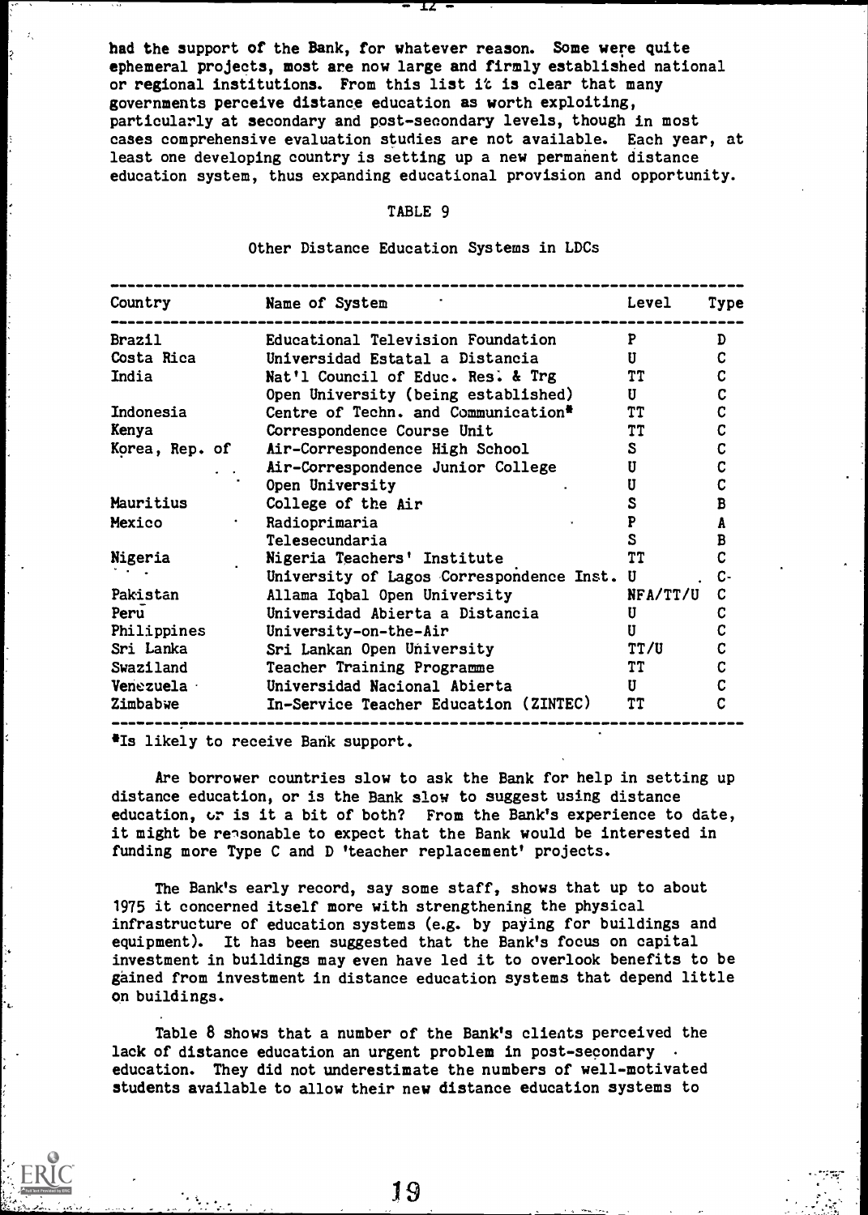had the support of the Bank, for whatever reason. Some were quite ephemeral projects, most are now large and firmly established national or regional institutions. From this list it is clear that many governments perceive distance education as worth exploiting, particularly at secondary and post-secondary levels, though in most cases comprehensive evaluation studies are not available. Each year, at least one developing country is setting up a new permanent distance education system, thus expanding educational provision and opportunity.

TABLE 9

Other Distance Education Systems in LDCs

| Country | Name of System | Level | Type |
|---|---|---|---|
| Brazil | Educational Television Foundation | P | D |
| Costa Rica | Universidad Estatal a Distancia | U | C |
| India | Nat'l Council of Educ. Res. & Trg | TT | C |
| | Open University (being established) | U | C |
| Indonesia | Centre of Techn. and Communication* | TT | C |
| Kenya | Correspondence Course Unit | TT | C |
| Korea, Rep. of | Air-Correspondence High School | S | C |
| | Air-Correspondence Junior College | U | C |
| | Open University | U | C |
| Mauritius | College of the Air | S | B |
| Mexico | Radioprimaria | P | A |
| | Telesecundaria | S | B |
| Nigeria | Nigeria Teachers' Institute | TT | C |
| | University of Lagos Correspondence Inst. | U | C- |
| Pakistan | Allama Iqbal Open University | NFA/TT/U | C |
| Peru | Universidad Abierta a Distancia | U | C |
| Philippines | University-on-the-Air | U | C |
| Sri Lanka | Sri Lankan Open University | TT/U | C |
| Swaziland | Teacher Training Programme | TT | C |
| Venezuela | Universidad Nacional Abierta | U | C |
| Zimbabwe | In-Service Teacher Education (ZINTEC) | TT | C |

*Is likely to receive Bank support.

Are borrower countries slow to ask the Bank for help in setting up distance education, or is the Bank slow to suggest using distance education, or is it a bit of both? From the Bank's experience to date, it might be reasonable to expect that the Bank would be interested in funding more Type C and D 'teacher replacement' projects.

The Bank's early record, say some staff, shows that up to about 1975 it concerned itself more with strengthening the physical infrastructure of education systems (e.g. by paying for buildings and equipment). It has been suggested that the Bank's focus on capital investment in buildings may even have led it to overlook benefits to be gained from investment in distance education systems that depend little on buildings.

Table 8 shows that a number of the Bank's clients perceived the lack of distance education an urgent problem in post-secondary education. They did not underestimate the numbers of well-motivated students available to allow their new distance education systems to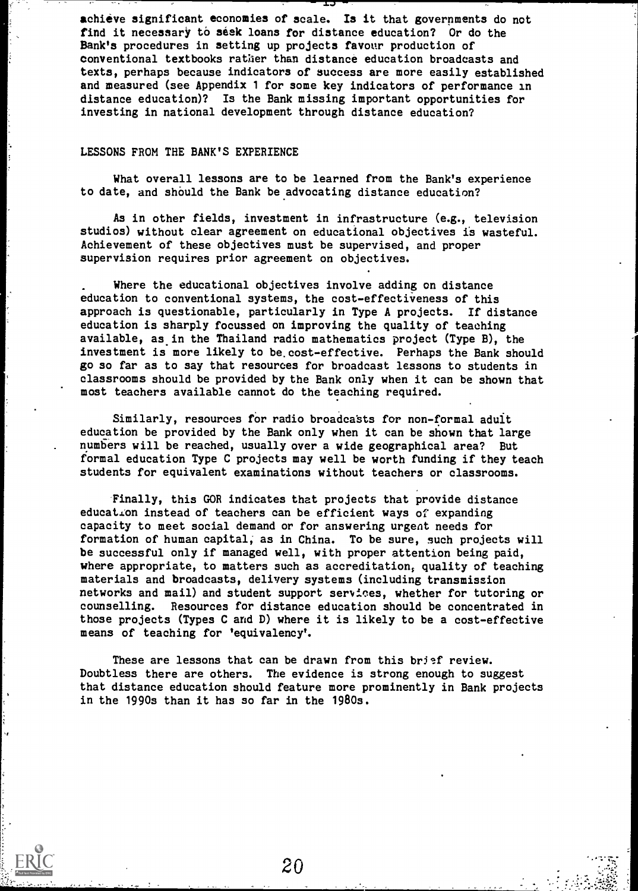achieve significant economies of scale. Is it that governments do not find it necessary to seek loans for distance education? Or do the Bank's procedures in setting up projects favour production of conventional textbooks rather than distance education broadcasts and texts, perhaps because indicators of success are more easily established and measured (see Appendix 1 for some key indicators of performance in distance education)? Is the Bank missing important opportunities for investing in national development through distance education?

## LESSONS FROM THE BANK'S EXPERIENCE

What overall lessons are to be learned from the Bank's experience to date, and should the Bank be advocating distance education?

As in other fields, investment in infrastructure (e.g., television studios) without clear agreement on educational objectives is wasteful. Achievement of these objectives must be supervised, and proper supervision requires prior agreement on objectives.

Where the educational objectives involve adding on distance education to conventional systems, the cost-effectiveness of this approach is questionable, particularly in Type A projects. If distance education is sharply focussed on improving the quality of teaching available, as in the Thailand radio mathematics project (Type B), the investment is more likely to be cost-effective. Perhaps the Bank should go so far as to say that resources for broadcast lessons to students in classrooms should be provided by the Bank only when it can be shown that most teachers available cannot do the teaching required.

Similarly, resources for radio broadcasts for non-formal adult education be provided by the Bank only when it can be shown that large numbers will be reached, usually over a wide geographical area? But formal education Type C projects may well be worth funding if they teach students for equivalent examinations without teachers or classrooms.

Finally, this GOR indicates that projects that provide distance education instead of teachers can be efficient ways of expanding capacity to meet social demand or for answering urgent needs for formation of human capital, as in China. To be sure, such projects will be successful only if managed well, with proper attention being paid, where appropriate, to matters such as accreditation, quality of teaching materials and broadcasts, delivery systems (including transmission networks and mail) and student support services, whether for tutoring or counselling. Resources for distance education should be concentrated in those projects (Types C and D) where it is likely to be a cost-effective means of teaching for 'equivalency'.

These are lessons that can be drawn from this brief review. Doubtless there are others. The evidence is strong enough to suggest that distance education should feature more prominently in Bank projects in the 1990s than it has so far in the 1980s.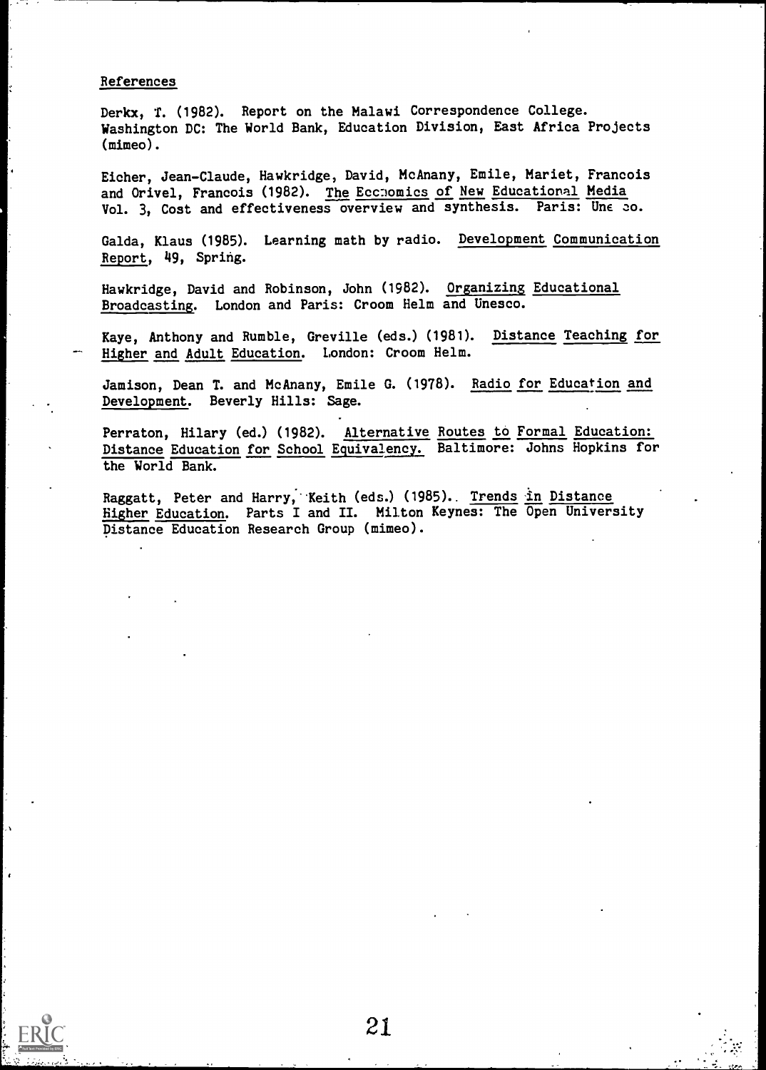## References

Derkx, T. (1982). Report on the Malawi Correspondence College. Washington DC: The World Bank, Education Division, East Africa Projects (mimeo).

Eicher, Jean-Claude, Hawkridge, David, McAnany, Emile, Mariet, Francois and Orivel, Francois (1982). _The Economics of New Educational Media_ Vol. 3, Cost and effectiveness overview and synthesis. Paris: Unesco.

Galda, Klaus (1985). Learning math by radio. _Development Communication Report_, 49, Spring.

Hawkridge, David and Robinson, John (1982). _Organizing Educational Broadcasting._ London and Paris: Croom Helm and Unesco.

Kaye, Anthony and Rumble, Greville (eds.) (1981). _Distance Teaching for Higher and Adult Education._ London: Croom Helm.

Jamison, Dean T. and McAnany, Emile G. (1978). _Radio for Education and Development._ Beverly Hills: Sage.

Perraton, Hilary (ed.) (1982). _Alternative Routes to Formal Education: Distance Education for School Equivalency._ Baltimore: Johns Hopkins for the World Bank.

Raggatt, Peter and Harry, Keith (eds.) (1985). _Trends in Distance Higher Education._ Parts I and II. Milton Keynes: The Open University Distance Education Research Group (mimeo).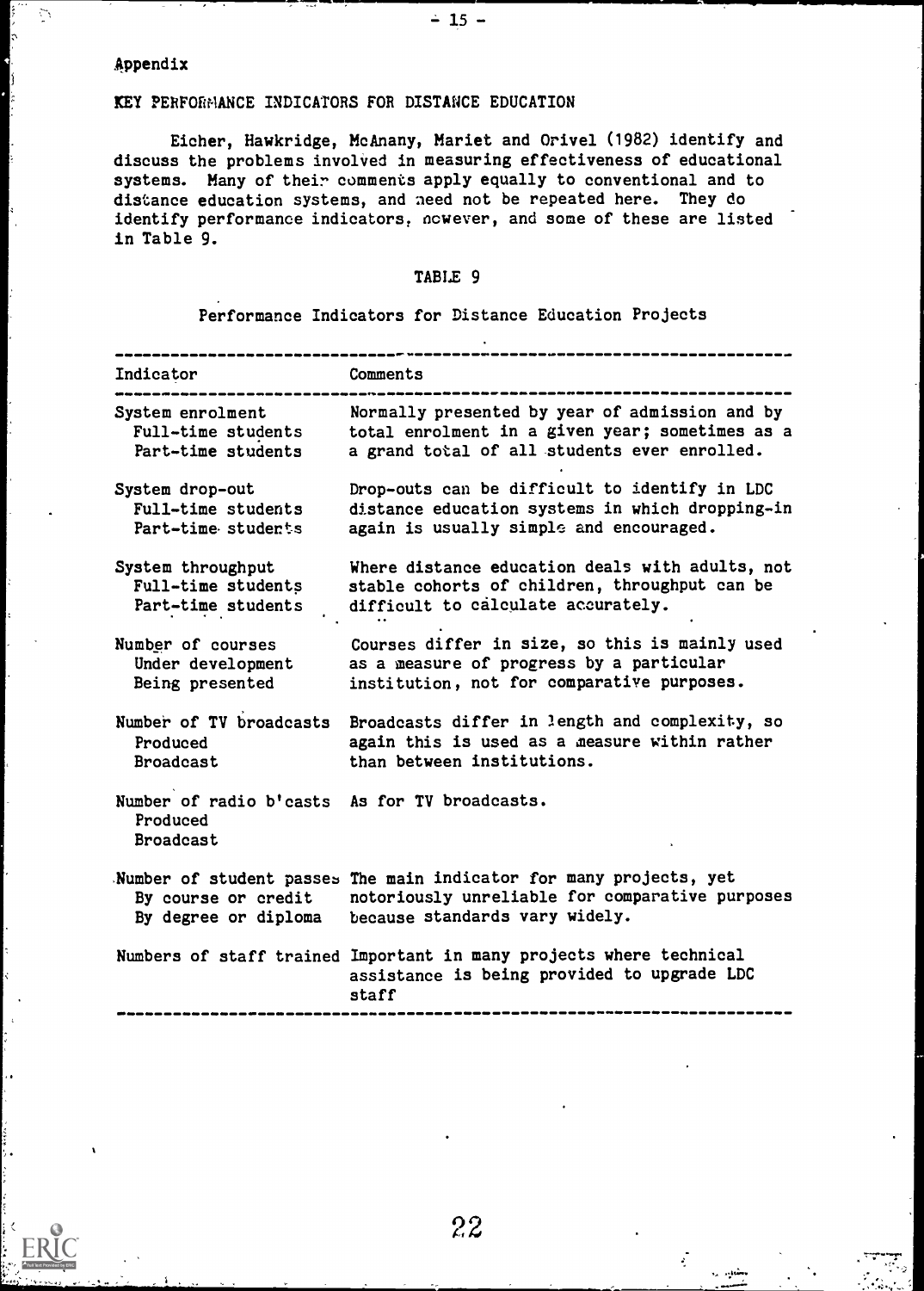Appendix

## KEY PERFORMANCE INDICATORS FOR DISTANCE EDUCATION

Eicher, Hawkridge, McAnany, Mariet and Orivel (1982) identify and discuss the problems involved in measuring effectiveness of educational systems. Many of their comments apply equally to conventional and to distance education systems, and need not be repeated here. They do identify performance indicators, however, and some of these are listed in Table 9.

TABLE 9

Performance Indicators for Distance Education Projects

| Indicator | Comments |
|---|---|
| System enrolment<br>Full-time students<br>Part-time students | Normally presented by year of admission and by total enrolment in a given year; sometimes as a grand total of all students ever enrolled. |
| System drop-out<br>Full-time students<br>Part-time students | Drop-outs can be difficult to identify in LDC distance education systems in which dropping-in again is usually simple and encouraged. |
| System throughput<br>Full-time students<br>Part-time students | Where distance education deals with adults, not stable cohorts of children, throughput can be difficult to calculate accurately. |
| Number of courses<br>Under development<br>Being presented | Courses differ in size, so this is mainly used as a measure of progress by a particular institution, not for comparative purposes. |
| Number of TV broadcasts<br>Produced<br>Broadcast | Broadcasts differ in length and complexity, so again this is used as a measure within rather than between institutions. |
| Number of radio b'casts<br>Produced<br>Broadcast | As for TV broadcasts. |
| Number of student passes<br>By course or credit<br>By degree or diploma | The main indicator for many projects, yet notoriously unreliable for comparative purposes because standards vary widely. |
| Numbers of staff trained | Important in many projects where technical assistance is being provided to upgrade LDC staff |